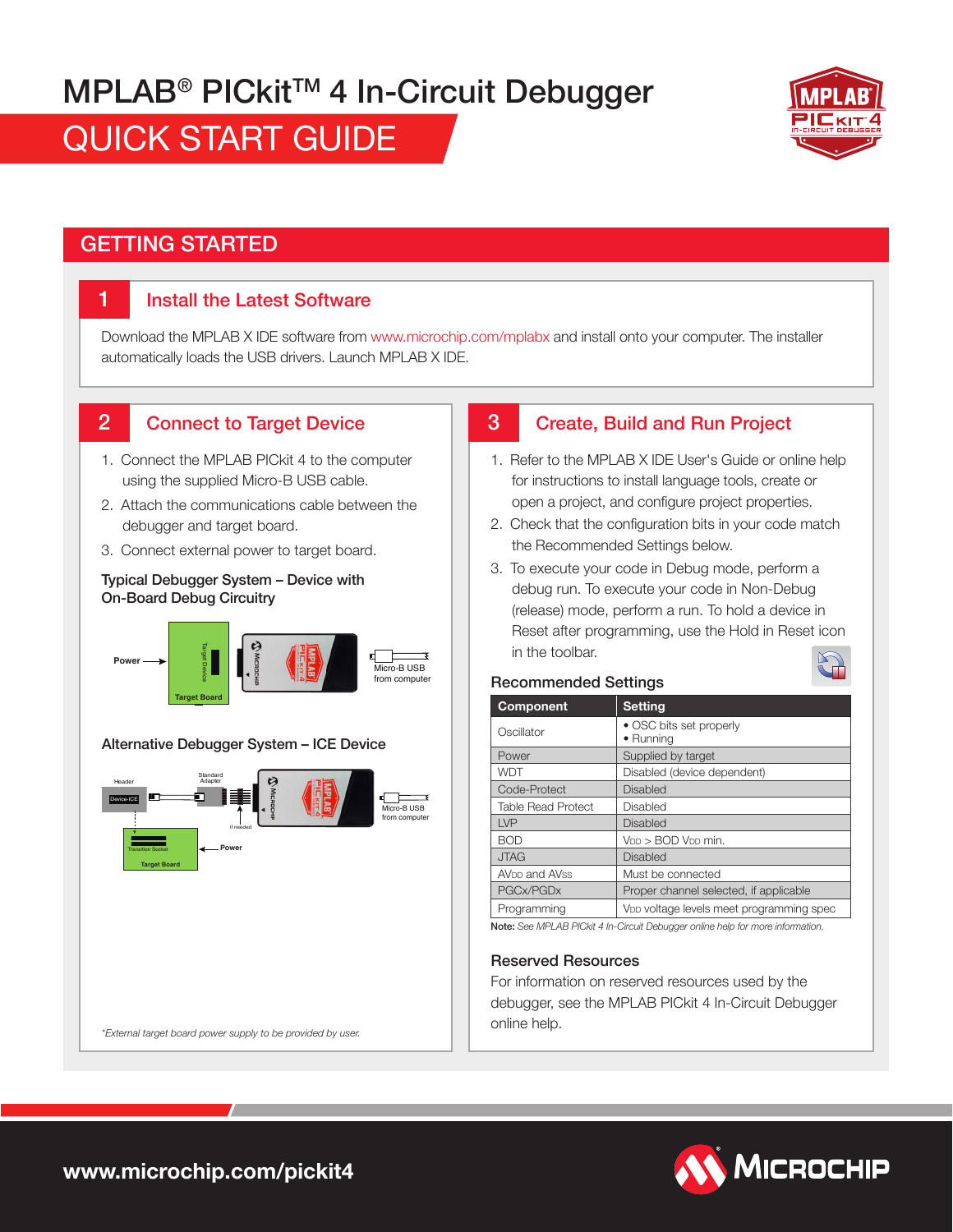# MPLAB® PICkit™ 4 In-Circuit Debugger

# QUICK START GUIDE

## GETTING STARTED

### 1 Install the Latest Software

Download the MPLAB X IDE software from www.microchip.com/mplabx and install onto your computer. The installer automatically loads the USB drivers. Launch MPLAB X IDE.

### 2 Connect to Target Device

1. Connect the MPLAB PICkit 4 to the computer using the supplied Micro-B USB cable.
2. Attach the communications cable between the debugger and target board.
3. Connect external power to target board.

**Typical Debugger System – Device with On-Board Debug Circuitry**

**Alternative Debugger System – ICE Device**

*\*External target board power supply to be provided by user.*

### 3 Create, Build and Run Project

1. Refer to the MPLAB X IDE User's Guide or online help for instructions to install language tools, create or open a project, and configure project properties.
2. Check that the configuration bits in your code match the Recommended Settings below.
3. To execute your code in Debug mode, perform a debug run. To execute your code in Non-Debug (release) mode, perform a run. To hold a device in Reset after programming, use the Hold in Reset icon in the toolbar.

**Recommended Settings**

| Component | Setting |
|---|---|
| Oscillator | • OSC bits set properly<br>• Running |
| Power | Supplied by target |
| WDT | Disabled (device dependent) |
| Code-Protect | Disabled |
| Table Read Protect | Disabled |
| LVP | Disabled |
| BOD | $V_{DD}$ > BOD $V_{DD}$ min. |
| JTAG | Disabled |
| $AV_{DD}$ and $AV_{SS}$ | Must be connected |
| PGCx/PGDx | Proper channel selected, if applicable |
| Programming | $V_{DD}$ voltage levels meet programming spec |

**Note:** *See MPLAB PICkit 4 In-Circuit Debugger online help for more information.*

**Reserved Resources**

For information on reserved resources used by the debugger, see the MPLAB PICkit 4 In-Circuit Debugger online help.

**www.microchip.com/pickit4**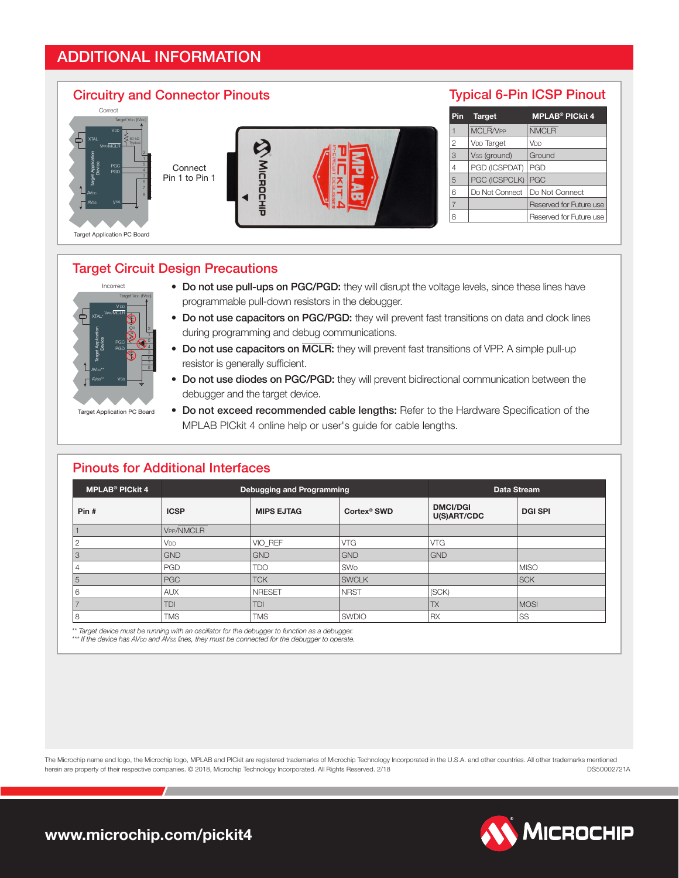# ADDITIONAL INFORMATION

## Circuitry and Connector Pinouts

Correct

Target VDD (fVDD)

VDD

XTAL

VPP/MCLR

50 kΩ Typical

Target Application Device

PGC

PGD

AVDD

AVSS

VSS

Target Application PC Board

Connect Pin 1 to Pin 1

## Typical 6-Pin ICSP Pinout

| Pin | Target | MPLAB® PICkit 4 |
|---|---|---|
| 1 | MCLR/VPP | NMCLR |
| 2 | VDD Target | VDD |
| 3 | VSS (ground) | Ground |
| 4 | PGD (ICSPDAT) | PGD |
| 5 | PGC (ICSPCLK) | PGC |
| 6 | Do Not Connect | Do Not Connect |
| 7 | | Reserved for Future use |
| 8 | | Reserved for Future use |

## Target Circuit Design Precautions

Incorrect

Target VDD (fVDD)

Target Application PC Board

- **Do not use pull-ups on PGC/PGD:** they will disrupt the voltage levels, since these lines have programmable pull-down resistors in the debugger.
- **Do not use capacitors on PGC/PGD:** they will prevent fast transitions on data and clock lines during programming and debug communications.
- **Do not use capacitors on MCLR:** they will prevent fast transitions of VPP. A simple pull-up resistor is generally sufficient.
- **Do not use diodes on PGC/PGD:** they will prevent bidirectional communication between the debugger and the target device.
- **Do not exceed recommended cable lengths:** Refer to the Hardware Specification of the MPLAB PICkit 4 online help or user's guide for cable lengths.

## Pinouts for Additional Interfaces

| MPLAB® PICkit 4 | Debugging and Programming | | | Data Stream | |
|---|---|---|---|---|---|
| Pin # | ICSP | MIPS EJTAG | Cortex® SWD | DMCI/DGI U(S)ART/CDC | DGI SPI |
| 1 | VPP/NMCLR | | | | |
| 2 | VDD | VIO_REF | VTG | VTG | |
| 3 | GND | GND | GND | GND | |
| 4 | PGD | TDO | SWo | | MISO |
| 5 | PGC | TCK | SWCLK | | SCK |
| 6 | AUX | NRESET | NRST | (SCK) | |
| 7 | TDI | TDI | | TX | MOSI |
| 8 | TMS | TMS | SWDIO | RX | SS |

*\*\* Target device must be running with an oscillator for the debugger to function as a debugger.*
*\*\*\* If the device has AVDD and AVSS lines, they must be connected for the debugger to operate.*

The Microchip name and logo, the Microchip logo, MPLAB and PICkit are registered trademarks of Microchip Technology Incorporated in the U.S.A. and other countries. All other trademarks mentioned herein are property of their respective companies. © 2018, Microchip Technology Incorporated. All Rights Reserved. 2/18 DS50002721A

www.microchip.com/pickit4